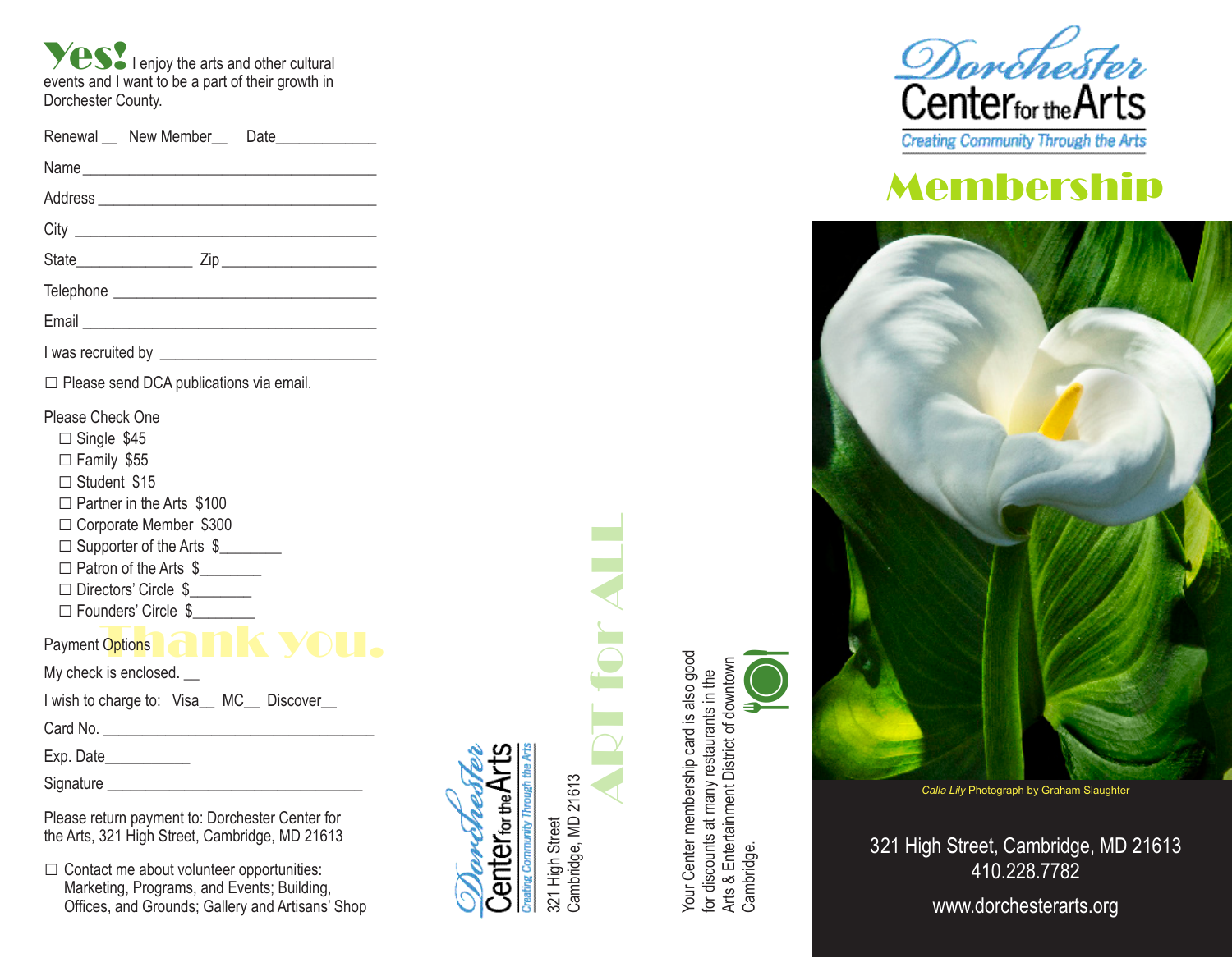**Yes!** I enjoy the arts and other cultural events and I want to be a part of their growth in Dorchester County.

Renewal __ New Member__ Date____________

Name_____________________________________

Address ___________________________________

City ______________________________________

State______________ Zip___________________

Telephone _________________________________

Email _____________________________________

I was recruited by __________________________

☐ Please send DCA publications via email.

Please Check One

- ☐ Single $45
- ☐ Family $55
- ☐ Student $15
- ☐ Partner in the Arts $100
- ☐ Corporate Member $300
- ☐ Supporter of the Arts $________
- ☐ Patron of the Arts $________
- ☐ Directors' Circle $________
- ☐ Founders' Circle $________

Thank you.

Payment Options

My check is enclosed. __

I wish to charge to: Visa__ MC__ Discover__

Card No. _________________________________

Exp. Date___________

Signature _________________________________

Please return payment to: Dorchester Center for the Arts, 321 High Street, Cambridge, MD 21613

☐ Contact me about volunteer opportunities: Marketing, Programs, and Events; Building, Offices, and Grounds; Gallery and Artisans' Shop

Dorchester Center for the Arts
Creating Community Through the Arts

321 High Street
Cambridge, MD 21613

ART for ALL

Your Center membership card is also good for discounts at many restaurants in the Arts & Entertainment District of downtown Cambridge.

# Dorchester Center for the Arts

Creating Community Through the Arts

## Membership

*Calla Lily* Photograph by Graham Slaughter

321 High Street, Cambridge, MD 21613
410.228.7782

www.dorchesterarts.org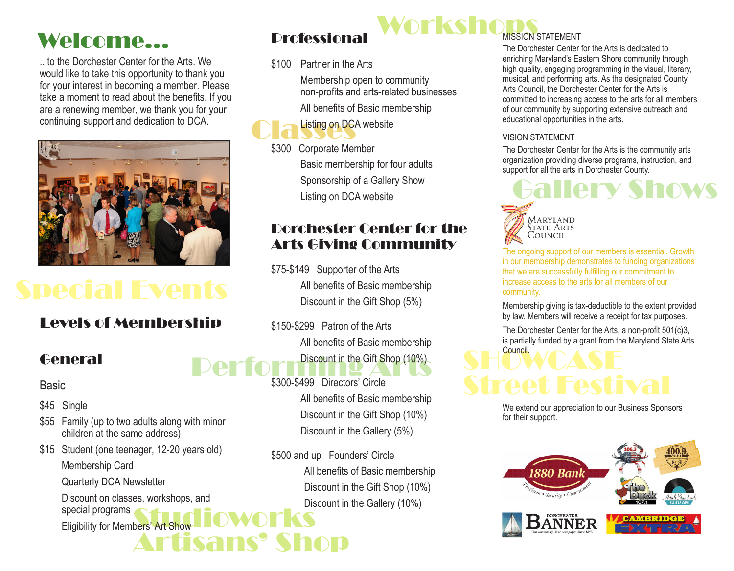# Welcome...

...to the Dorchester Center for the Arts. We would like to take this opportunity to thank you for your interest in becoming a member. Please take a moment to read about the benefits. If you are a renewing member, we thank you for your continuing support and dedication to DCA.

Special Events

## Levels of Membership

### General

Basic

- $45 Single
- $55 Family (up to two adults along with minor children at the same address)
- $15 Student (one teenager, 12-20 years old)

  Membership Card

  Quarterly DCA Newsletter

  Discount on classes, workshops, and special programs

  Eligibility for Members' Art Show

### Professional

Workshops

$100 Partner in the Arts

- Membership open to community non-profits and arts-related businesses
- All benefits of Basic membership
- Listing on DCA website

Classes

$300 Corporate Member

- Basic membership for four adults
- Sponsorship of a Gallery Show
- Listing on DCA website

### Dorchester Center for the Arts Giving Community

$75-$149 Supporter of the Arts

- All benefits of Basic membership
- Discount in the Gift Shop (5%)

$150-$299 Patron of the Arts

- All benefits of Basic membership
- Discount in the Gift Shop (10%)

Performing Arts

$300-$499 Directors' Circle

- All benefits of Basic membership
- Discount in the Gift Shop (10%)
- Discount in the Gallery (5%)

$500 and up Founders' Circle

- All benefits of Basic membership
- Discount in the Gift Shop (10%)
- Discount in the Gallery (10%)

Studioworks Artisans' Shop

MISSION STATEMENT

The Dorchester Center for the Arts is dedicated to enriching Maryland's Eastern Shore community through high quality, engaging programming in the visual, literary, musical, and performing arts. As the designated County Arts Council, the Dorchester Center for the Arts is committed to increasing access to the arts for all members of our community by supporting extensive outreach and educational opportunities in the arts.

VISION STATEMENT

The Dorchester Center for the Arts is the community arts organization providing diverse programs, instruction, and support for all the arts in Dorchester County.

Gallery Shows

Maryland State Arts Council

The ongoing support of our members is essential. Growth in our membership demonstrates to funding organizations that we are successfully fulfilling our commitment to increase access to the arts for all members of our community.

Membership giving is tax-deductible to the extent provided by law. Members will receive a receipt for tax purposes.

The Dorchester Center for the Arts, a non-profit 501(c)3, is partially funded by a grant from the Maryland State Arts Council.

SHOWCASE Street Festival

We extend our appreciation to our Business Sponsors for their support.

1880 Bank — Tradition • Security • Commitment

106.3 Chesapeake Country

100.9 W.A.V.

The Duck 107.1

Adult Standards 1240 AM

Dorchester Banner — Our community. Your newspaper. Since 1897.

Cambridge Extra